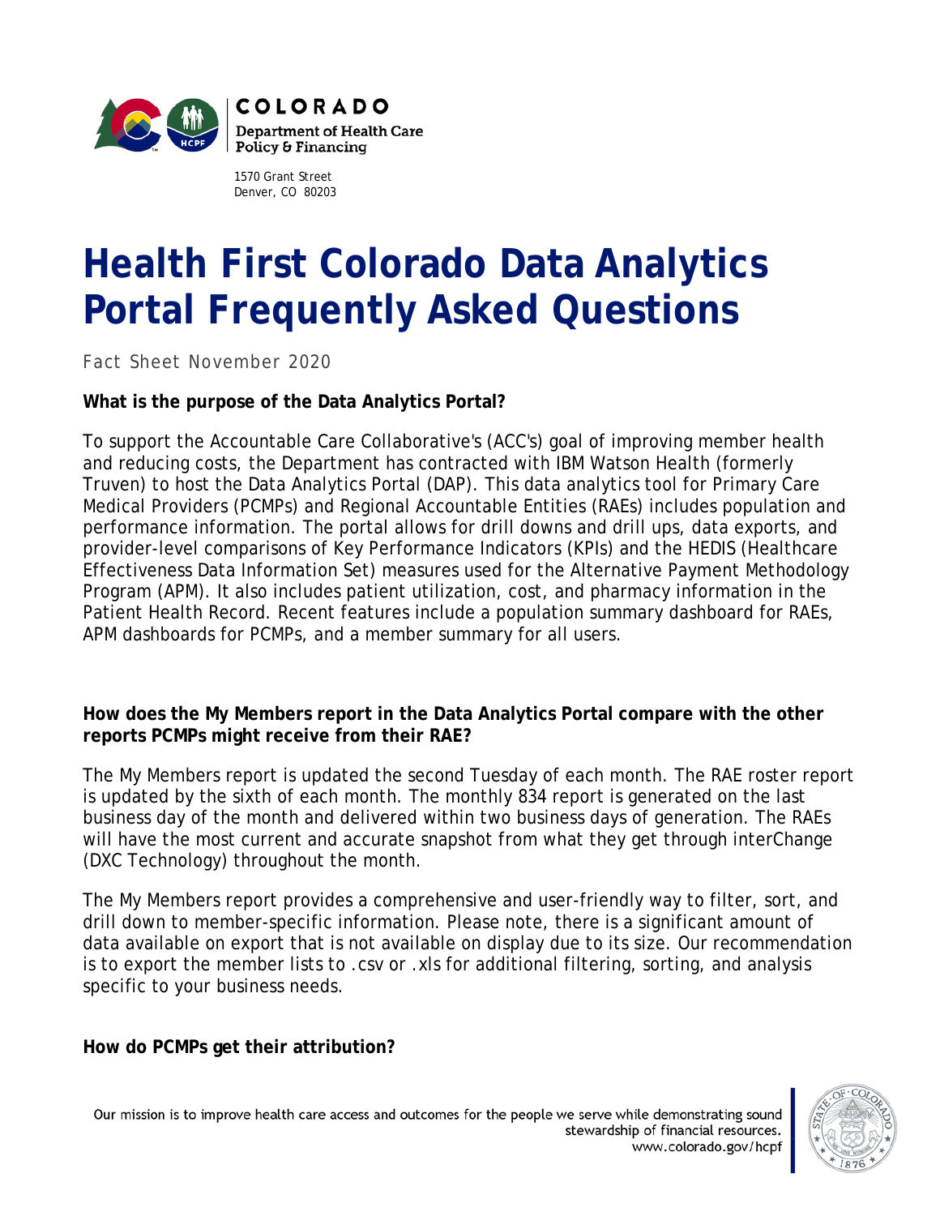COLORADO

Department of Health Care Policy & Financing

1570 Grant Street
Denver, CO 80203

# Health First Colorado Data Analytics Portal Frequently Asked Questions

Fact Sheet November 2020

**What is the purpose of the Data Analytics Portal?**

To support the Accountable Care Collaborative's (ACC's) goal of improving member health and reducing costs, the Department has contracted with IBM Watson Health (formerly Truven) to host the Data Analytics Portal (DAP). This data analytics tool for Primary Care Medical Providers (PCMPs) and Regional Accountable Entities (RAEs) includes population and performance information. The portal allows for drill downs and drill ups, data exports, and provider-level comparisons of Key Performance Indicators (KPIs) and the HEDIS (Healthcare Effectiveness Data Information Set) measures used for the Alternative Payment Methodology Program (APM). It also includes patient utilization, cost, and pharmacy information in the Patient Health Record. Recent features include a population summary dashboard for RAEs, APM dashboards for PCMPs, and a member summary for all users.

**How does the My Members report in the Data Analytics Portal compare with the other reports PCMPs might receive from their RAE?**

The My Members report is updated the second Tuesday of each month. The RAE roster report is updated by the sixth of each month. The monthly 834 report is generated on the last business day of the month and delivered within two business days of generation. The RAEs will have the most current and accurate snapshot from what they get through interChange (DXC Technology) throughout the month.

The My Members report provides a comprehensive and user-friendly way to filter, sort, and drill down to member-specific information. Please note, there is a significant amount of data available on export that is not available on display due to its size. Our recommendation is to export the member lists to .csv or .xls for additional filtering, sorting, and analysis specific to your business needs.

**How do PCMPs get their attribution?**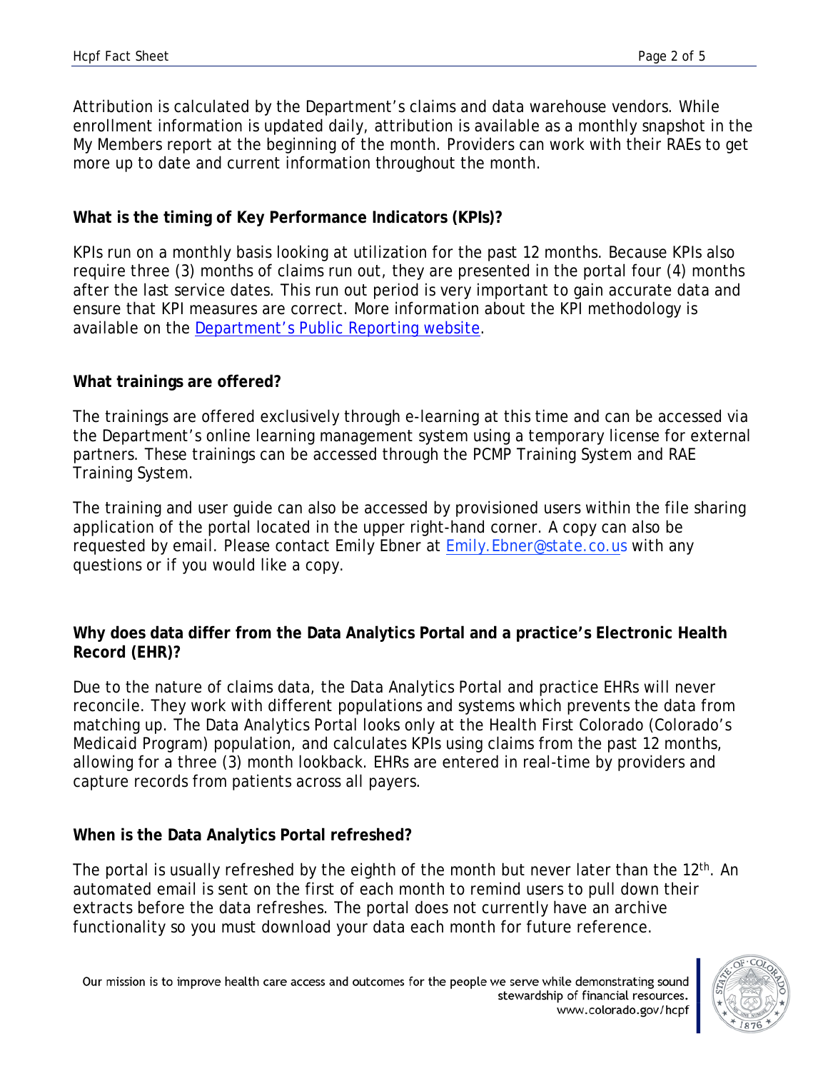Attribution is calculated by the Department's claims and data warehouse vendors. While enrollment information is updated daily, attribution is available as a monthly snapshot in the My Members report at the beginning of the month. Providers can work with their RAEs to get more up to date and current information throughout the month.

**What is the timing of Key Performance Indicators (KPIs)?**

KPIs run on a monthly basis looking at utilization for the past 12 months. Because KPIs also require three (3) months of claims run out, they are presented in the portal four (4) months after the last service dates. This run out period is very important to gain accurate data and ensure that KPI measures are correct. More information about the KPI methodology is available on the Department's Public Reporting website.

**What trainings are offered?**

The trainings are offered exclusively through e-learning at this time and can be accessed via the Department's online learning management system using a temporary license for external partners. These trainings can be accessed through the PCMP Training System and RAE Training System.

The training and user guide can also be accessed by provisioned users within the file sharing application of the portal located in the upper right-hand corner. A copy can also be requested by email. Please contact Emily Ebner at Emily.Ebner@state.co.us with any questions or if you would like a copy.

**Why does data differ from the Data Analytics Portal and a practice's Electronic Health Record (EHR)?**

Due to the nature of claims data, the Data Analytics Portal and practice EHRs will never reconcile. They work with different populations and systems which prevents the data from matching up. The Data Analytics Portal looks only at the Health First Colorado (Colorado's Medicaid Program) population, and calculates KPIs using claims from the past 12 months, allowing for a three (3) month lookback. EHRs are entered in real-time by providers and capture records from patients across all payers.

**When is the Data Analytics Portal refreshed?**

The portal is usually refreshed by the eighth of the month but never later than the 12th. An automated email is sent on the first of each month to remind users to pull down their extracts before the data refreshes. The portal does not currently have an archive functionality so you must download your data each month for future reference.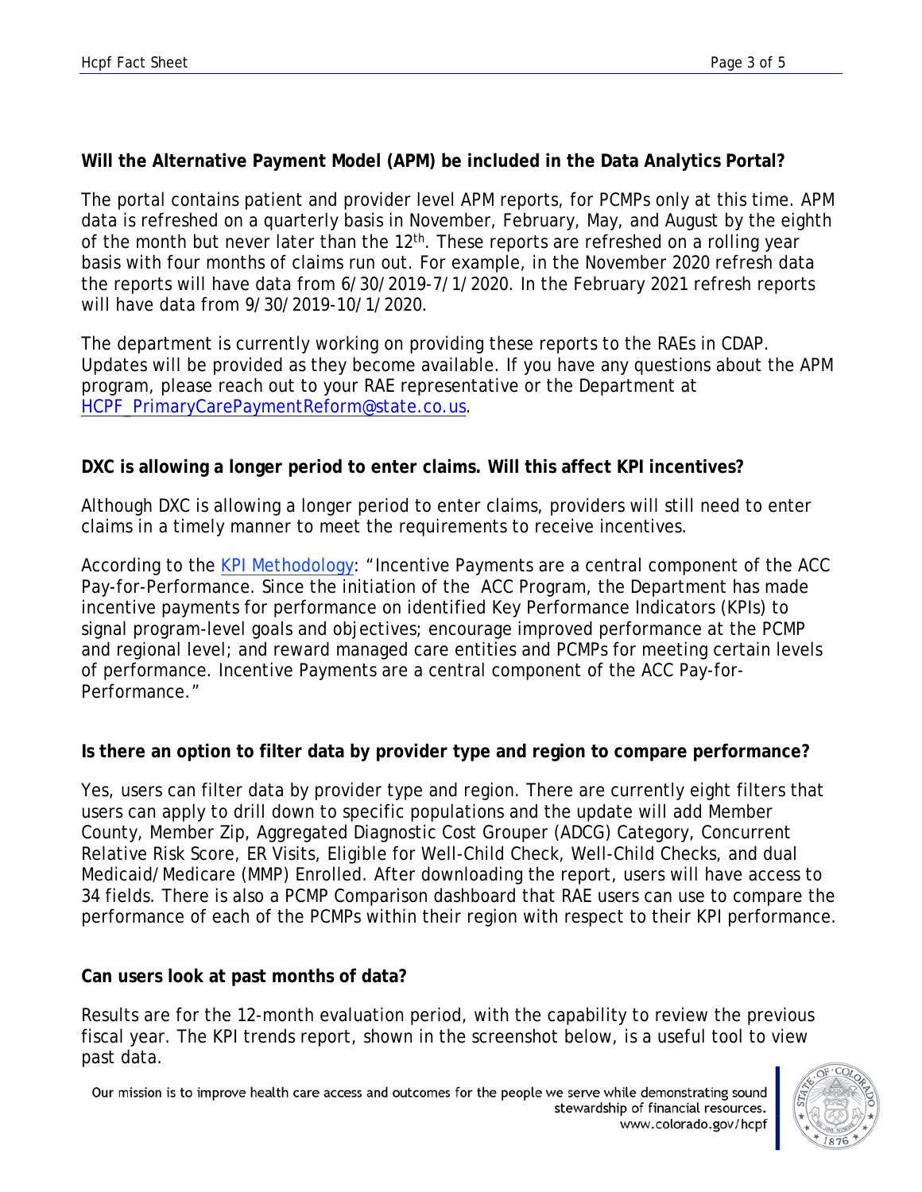**Will the Alternative Payment Model (APM) be included in the Data Analytics Portal?**

The portal contains patient and provider level APM reports, for PCMPs only at this time. APM data is refreshed on a quarterly basis in November, February, May, and August by the eighth of the month but never later than the 12th. These reports are refreshed on a rolling year basis with four months of claims run out. For example, in the November 2020 refresh data the reports will have data from 6/30/2019-7/1/2020. In the February 2021 refresh reports will have data from 9/30/2019-10/1/2020.

The department is currently working on providing these reports to the RAEs in CDAP. Updates will be provided as they become available. If you have any questions about the APM program, please reach out to your RAE representative or the Department at HCPF_PrimaryCarePaymentReform@state.co.us.

**DXC is allowing a longer period to enter claims. Will this affect KPI incentives?**

Although DXC is allowing a longer period to enter claims, providers will still need to enter claims in a timely manner to meet the requirements to receive incentives.

According to the KPI Methodology: "Incentive Payments are a central component of the ACC Pay-for-Performance. Since the initiation of the ACC Program, the Department has made incentive payments for performance on identified Key Performance Indicators (KPIs) to signal program-level goals and objectives; encourage improved performance at the PCMP and regional level; and reward managed care entities and PCMPs for meeting certain levels of performance. Incentive Payments are a central component of the ACC Pay-for-Performance."

**Is there an option to filter data by provider type and region to compare performance?**

Yes, users can filter data by provider type and region. There are currently eight filters that users can apply to drill down to specific populations and the update will add Member County, Member Zip, Aggregated Diagnostic Cost Grouper (ADCG) Category, Concurrent Relative Risk Score, ER Visits, Eligible for Well-Child Check, Well-Child Checks, and dual Medicaid/Medicare (MMP) Enrolled. After downloading the report, users will have access to 34 fields. There is also a PCMP Comparison dashboard that RAE users can use to compare the performance of each of the PCMPs within their region with respect to their KPI performance.

**Can users look at past months of data?**

Results are for the 12-month evaluation period, with the capability to review the previous fiscal year. The KPI trends report, shown in the screenshot below, is a useful tool to view past data.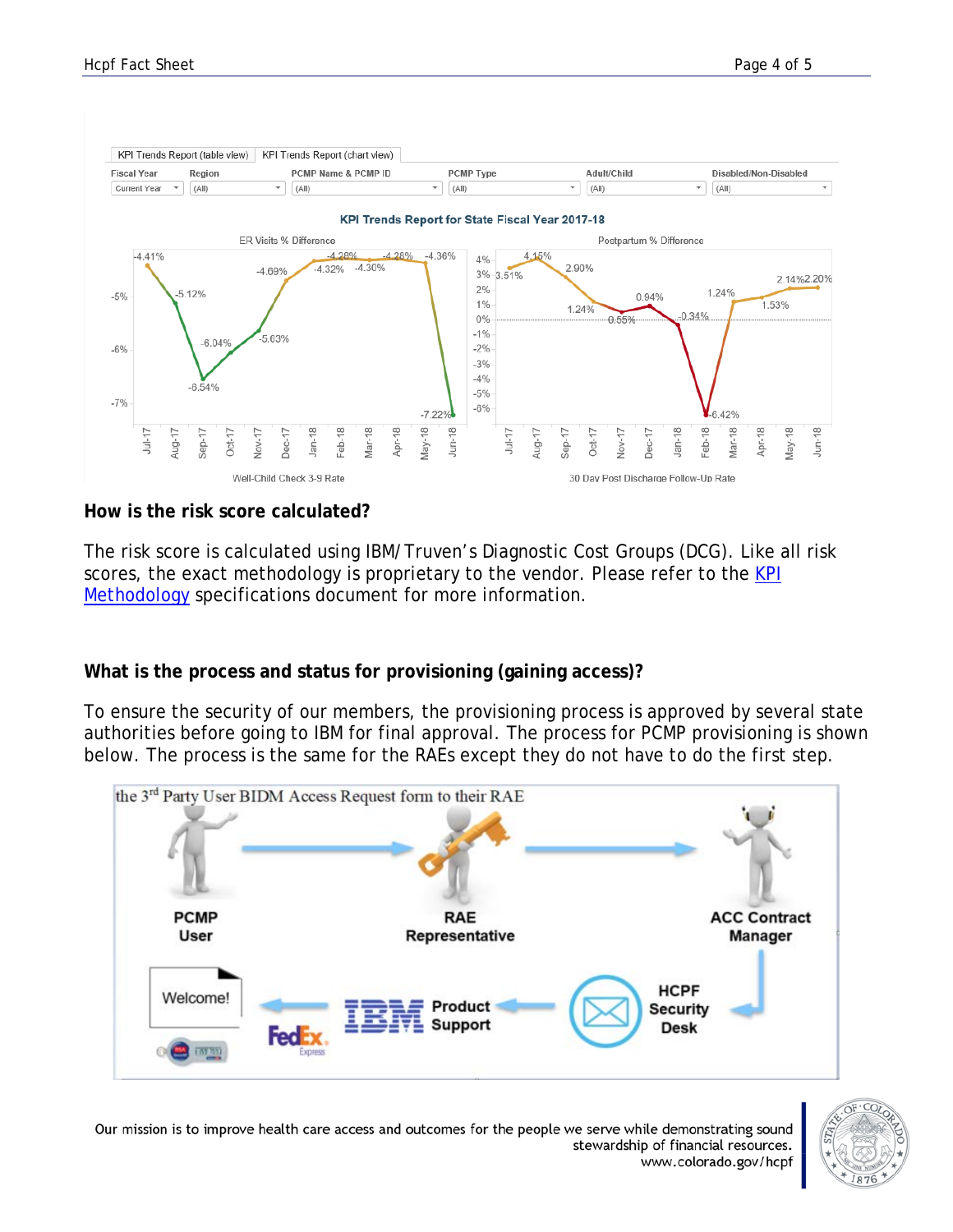KPI Trends Report (table view) | KPI Trends Report (chart view)

Fiscal Year: Current Year | Region: (All) | PCMP Name & PCMP ID: (All) | PCMP Type: (All) | Adult/Child: (All) | Disabled/Non-Disabled: (All)

**KPI Trends Report for State Fiscal Year 2017-18**

ER Visits % Difference — Well-Child Check 3-9 Rate

| Month | Jul-17 | Aug-17 | Sep-17 | Oct-17 | Nov-17 | Dec-17 | Jan-18 | Feb-18 | Mar-18 | Apr-18 | May-18 | Jun-18 |
|---|---|---|---|---|---|---|---|---|---|---|---|---|
| Value | -4.41% | -5.12% | -6.54% | -6.04% | -5.63% | -4.69% | -4.32% | -4.28% | -4.30% | -4.28% | -4.36% | -7.22% |

Postpartum % Difference — 30 Day Post Discharge Follow-Up Rate

| Month | Jul-17 | Aug-17 | Sep-17 | Oct-17 | Nov-17 | Dec-17 | Jan-18 | Feb-18 | Mar-18 | Apr-18 | May-18 | Jun-18 |
|---|---|---|---|---|---|---|---|---|---|---|---|---|
| Value | 3.51% | 4.15% | 2.90% | 1.24% | 0.55% | 0.94% | -0.34% | -6.42% | 1.24% | 1.53% | 2.14% | 2.20% |

## How is the risk score calculated?

The risk score is calculated using IBM/Truven's Diagnostic Cost Groups (DCG). Like all risk scores, the exact methodology is proprietary to the vendor. Please refer to the KPI Methodology specifications document for more information.

## What is the process and status for provisioning (gaining access)?

To ensure the security of our members, the provisioning process is approved by several state authorities before going to IBM for final approval. The process for PCMP provisioning is shown below. The process is the same for the RAEs except they do not have to do the first step.

the 3rd Party User BIDM Access Request form to their RAE

PCMP User → RAE Representative → ACC Contract Manager → HCPF Security Desk → IBM Product Support → FedEx Express → Welcome!

Our mission is to improve health care access and outcomes for the people we serve while demonstrating sound stewardship of financial resources.
www.colorado.gov/hcpf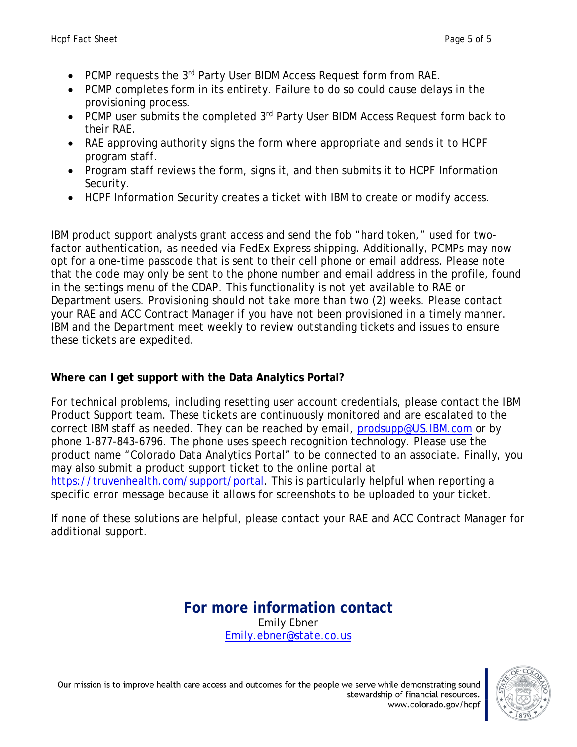- PCMP requests the 3rd Party User BIDM Access Request form from RAE.
- PCMP completes form in its entirety. Failure to do so could cause delays in the provisioning process.
- PCMP user submits the completed 3rd Party User BIDM Access Request form back to their RAE.
- RAE approving authority signs the form where appropriate and sends it to HCPF program staff.
- Program staff reviews the form, signs it, and then submits it to HCPF Information Security.
- HCPF Information Security creates a ticket with IBM to create or modify access.

IBM product support analysts grant access and send the fob "hard token," used for two-factor authentication, as needed via FedEx Express shipping. Additionally, PCMPs may now opt for a one-time passcode that is sent to their cell phone or email address. Please note that the code may only be sent to the phone number and email address in the profile, found in the settings menu of the CDAP. This functionality is not yet available to RAE or Department users. Provisioning should not take more than two (2) weeks. Please contact your RAE and ACC Contract Manager if you have not been provisioned in a timely manner. IBM and the Department meet weekly to review outstanding tickets and issues to ensure these tickets are expedited.

**Where can I get support with the Data Analytics Portal?**

For technical problems, including resetting user account credentials, please contact the IBM Product Support team. These tickets are continuously monitored and are escalated to the correct IBM staff as needed. They can be reached by email, prodsupp@US.IBM.com or by phone 1-877-843-6796. The phone uses speech recognition technology. Please use the product name "Colorado Data Analytics Portal" to be connected to an associate. Finally, you may also submit a product support ticket to the online portal at https://truvenhealth.com/support/portal. This is particularly helpful when reporting a specific error message because it allows for screenshots to be uploaded to your ticket.

If none of these solutions are helpful, please contact your RAE and ACC Contract Manager for additional support.

## For more information contact

Emily Ebner
Emily.ebner@state.co.us

Our mission is to improve health care access and outcomes for the people we serve while demonstrating sound stewardship of financial resources.
www.colorado.gov/hcpf